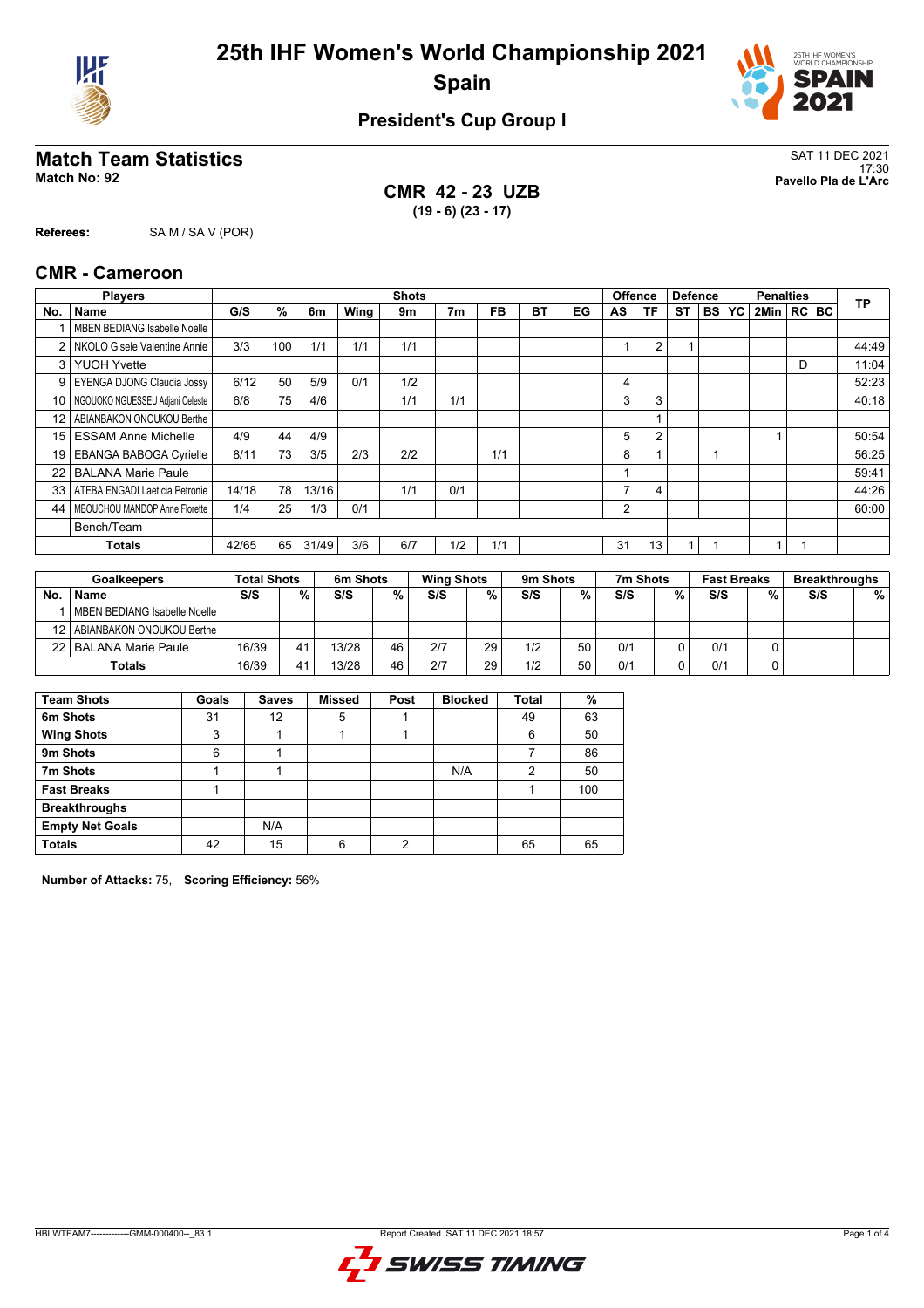# 25th IHF Women's World Championship 2021

## Spain

### President's Cup Group I

## Match Team Statistics

**Match No: 92**

SAT 11 DEC 2021
17:30
**Pavello Pla de L'Arc**

**CMR 42 - 23 UZB**
**(19 - 6) (23 - 17)**

**Referees:** SA M / SA V (POR)

## CMR - Cameroon

| No. | Name | G/S | % | 6m | Wing | 9m | 7m | FB | BT | EG | AS | TF | ST | BS | YC | 2Min | RC | BC | TP |
|---|---|---|---|---|---|---|---|---|---|---|---|---|---|---|---|---|---|---|---|
| 1 | MBEN BEDIANG Isabelle Noelle | | | | | | | | | | | | | | | | | | |
| 2 | NKOLO Gisele Valentine Annie | 3/3 | 100 | 1/1 | 1/1 | 1/1 | | | | | 1 | 2 | 1 | | | | | | 44:49 |
| 3 | YUOH Yvette | | | | | | | | | | | | | | | | D | | 11:04 |
| 9 | EYENGA DJONG Claudia Jossy | 6/12 | 50 | 5/9 | 0/1 | 1/2 | | | | | 4 | | | | | | | | 52:23 |
| 10 | NGOUOKO NGUESSEU Adjani Celeste | 6/8 | 75 | 4/6 | | 1/1 | 1/1 | | | | 3 | 3 | | | | | | | 40:18 |
| 12 | ABIANBAKON ONOUKOU Berthe | | | | | | | | | | | 1 | | | | | | | |
| 15 | ESSAM Anne Michelle | 4/9 | 44 | 4/9 | | | | | | | 5 | 2 | | | | 1 | | | 50:54 |
| 19 | EBANGA BABOGA Cyrielle | 8/11 | 73 | 3/5 | 2/3 | 2/2 | | 1/1 | | | 8 | 1 | | 1 | | | | | 56:25 |
| 22 | BALANA Marie Paule | | | | | | | | | | 1 | | | | | | | | 59:41 |
| 33 | ATEBA ENGADI Laeticia Petronie | 14/18 | 78 | 13/16 | | 1/1 | 0/1 | | | | 7 | 4 | | | | | | | 44:26 |
| 44 | MBOUCHOU MANDOP Anne Florette | 1/4 | 25 | 1/3 | 0/1 | | | | | | 2 | | | | | | | | 60:00 |
| | Bench/Team | | | | | | | | | | | | | | | | | | |
| | **Totals** | 42/65 | 65 | 31/49 | 3/6 | 6/7 | 1/2 | 1/1 | | | 31 | 13 | 1 | 1 | | 1 | 1 | | |

| No. | Goalkeepers | Total Shots S/S | % | 6m Shots S/S | % | Wing Shots S/S | % | 9m Shots S/S | % | 7m Shots S/S | % | Fast Breaks S/S | % | Breakthroughs S/S | % |
|---|---|---|---|---|---|---|---|---|---|---|---|---|---|---|---|
| 1 | MBEN BEDIANG Isabelle Noelle | | | | | | | | | | | | | | |
| 12 | ABIANBAKON ONOUKOU Berthe | | | | | | | | | | | | | | |
| 22 | BALANA Marie Paule | 16/39 | 41 | 13/28 | 46 | 2/7 | 29 | 1/2 | 50 | 0/1 | 0 | 0/1 | 0 | | |
| | **Totals** | 16/39 | 41 | 13/28 | 46 | 2/7 | 29 | 1/2 | 50 | 0/1 | 0 | 0/1 | 0 | | |

| Team Shots | Goals | Saves | Missed | Post | Blocked | Total | % |
|---|---|---|---|---|---|---|---|
| 6m Shots | 31 | 12 | 5 | 1 | | 49 | 63 |
| Wing Shots | 3 | 1 | 1 | 1 | | 6 | 50 |
| 9m Shots | 6 | 1 | | | | 7 | 86 |
| 7m Shots | 1 | 1 | | | N/A | 2 | 50 |
| Fast Breaks | 1 | | | | | 1 | 100 |
| Breakthroughs | | | | | | | |
| Empty Net Goals | | N/A | | | | | |
| **Totals** | 42 | 15 | 6 | 2 | | 65 | 65 |

**Number of Attacks:** 75, **Scoring Efficiency:** 56%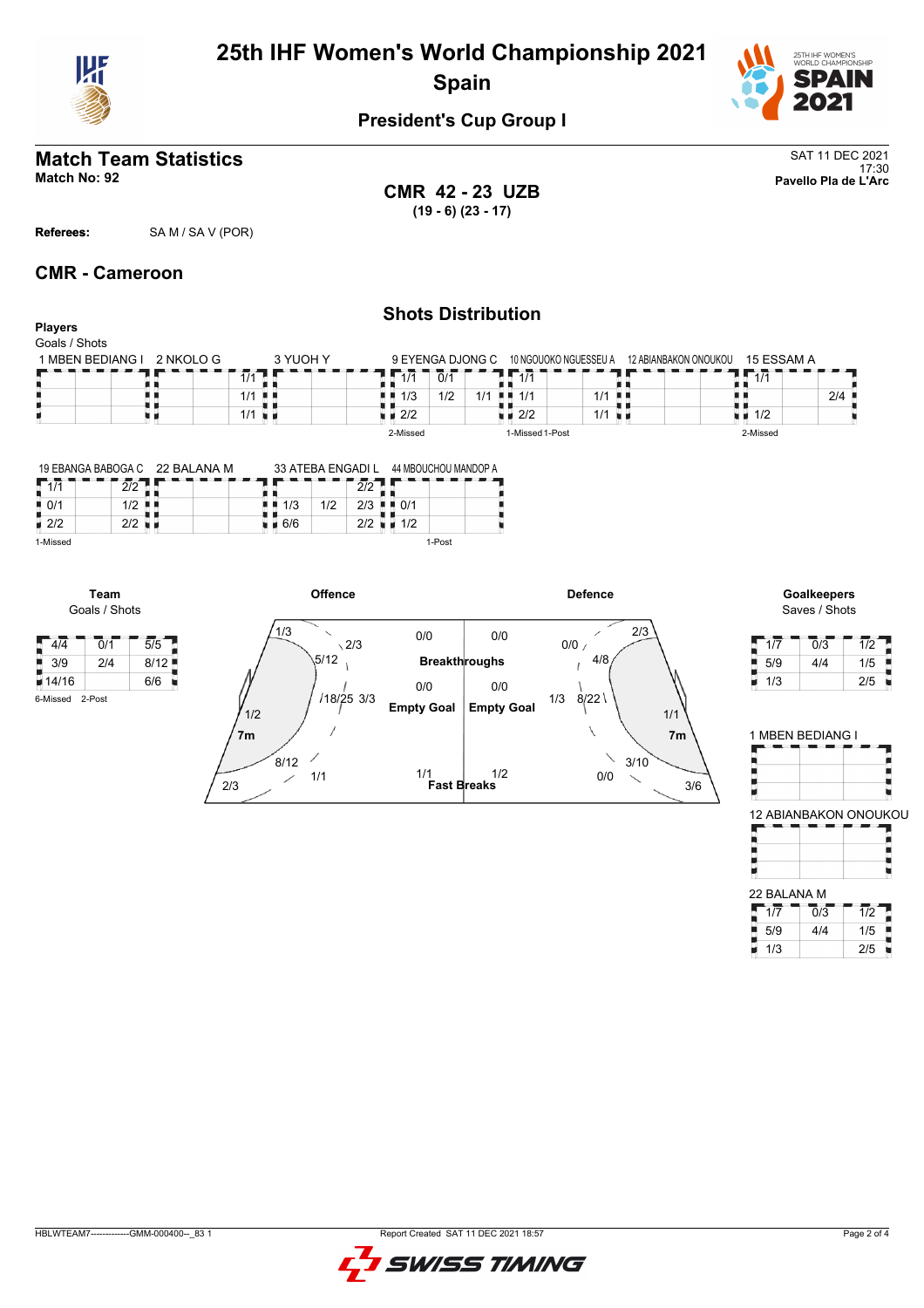# 25th IHF Women's World Championship 2021
## Spain

### President's Cup Group I

## Match Team Statistics

**Match No: 92**

SAT 11 DEC 2021
17:30
**Pavello Pla de L'Arc**

**CMR 42 - 23 UZB**
**(19 - 6) (23 - 17)**

**Referees:** SA M / SA V (POR)

## CMR - Cameroon

### Shots Distribution

**Players**
Goals / Shots

**1 MBEN BEDIANG I**

| | | |
|---|---|---|
| | | |
| | | |
| | | |

**2 NKOLO G**

| | | |
|---|---|---|
| | | 1/1 |
| | | 1/1 |
| | | 1/1 |

**3 YUOH Y**

| | | |
|---|---|---|
| | | |
| | | |
| | | |

**9 EYENGA DJONG C**

| | | |
|---|---|---|
| 1/1 | 0/1 | |
| 1/3 | 1/2 | 1/1 |
| 2/2 | | |

2-Missed

**10 NGOUOKO NGUESSEU A**

| | | |
|---|---|---|
| 1/1 | | |
| 1/1 | | 1/1 |
| 2/2 | | 1/1 |

1-Missed 1-Post

**12 ABIANBAKON ONOUKOU**

| | | |
|---|---|---|
| | | |
| | | |
| | | |

**15 ESSAM A**

| | | |
|---|---|---|
| 1/1 | | |
| | | 2/4 |
| 1/2 | | |

2-Missed

**19 EBANGA BABOGA C**

| | | |
|---|---|---|
| 1/1 | | 2/2 |
| 0/1 | | 1/2 |
| 2/2 | | 2/2 |

1-Missed

**22 BALANA M**

| | | |
|---|---|---|
| | | |
| | | |
| | | |

**33 ATEBA ENGADI L**

| | | |
|---|---|---|
| | | 2/2 |
| 1/3 | 1/2 | 2/3 |
| 6/6 | | 2/2 |

**44 MBOUCHOU MANDOP A**

| | | |
|---|---|---|
| | | |
| 0/1 | | |
| 1/2 | | |

1-Post

**Team**
Goals / Shots

| | | |
|---|---|---|
| 4/4 | 0/1 | 5/5 |
| 3/9 | 2/4 | 8/12 |
| 14/16 | | 6/6 |

6-Missed 2-Post

**Offence**

- 1/3, 2/3, 5/12, 18/25, 3/3, 1/2, 7m, 8/12, 1/1, 2/3

| Breakthroughs | |
|---|---|
| 0/0 | 0/0 |

| Empty Goal | |
|---|---|
| 0/0 | 0/0 |

| Fast Breaks | |
|---|---|
| 1/1 | 1/2 |

**Defence**

- 0/0, 2/3, 4/8, 1/3, 8/22, 1/1, 7m, 3/10, 0/0, 3/6

**Goalkeepers**
Saves / Shots

| | | |
|---|---|---|
| 1/7 | 0/3 | 1/2 |
| 5/9 | 4/4 | 1/5 |
| 1/3 | | 2/5 |

**1 MBEN BEDIANG I**

| | | |
|---|---|---|
| | | |
| | | |
| | | |

**12 ABIANBAKON ONOUKOU**

| | | |
|---|---|---|
| | | |
| | | |
| | | |

**22 BALANA M**

| | | |
|---|---|---|
| 1/7 | 0/3 | 1/2 |
| 5/9 | 4/4 | 1/5 |
| 1/3 | | 2/5 |

HBLWTEAM7-------------GMM-000400--_83 1 Report Created SAT 11 DEC 2021 18:57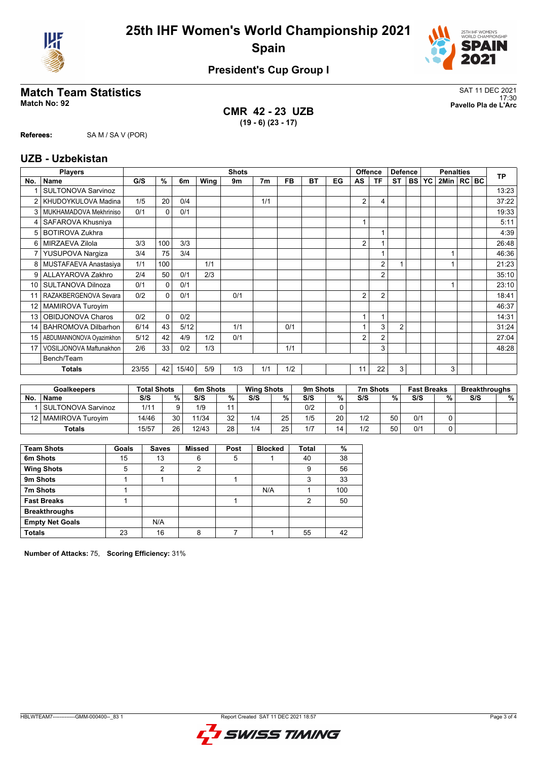# 25th IHF Women's World Championship 2021
# Spain

## President's Cup Group I

## Match Team Statistics

**Match No: 92**

SAT 11 DEC 2021
17:30
**Pavello Pla de L'Arc**

### CMR 42 - 23 UZB
**(19 - 6) (23 - 17)**

**Referees:** SA M / SA V (POR)

## UZB - Uzbekistan

| Players | | Shots | | | | | | | | | Offence | | Defence | | | Penalties | | | TP |
|---|---|---|---|---|---|---|---|---|---|---|---|---|---|---|---|---|---|---|---|
| No. | Name | G/S | % | 6m | Wing | 9m | 7m | FB | BT | EG | AS | TF | ST | BS | YC | 2Min | RC | BC | |
| 1 | SULTONOVA Sarvinoz | | | | | | | | | | | | | | | | | | 13:23 |
| 2 | KHUDOYKULOVA Madina | 1/5 | 20 | 0/4 | | | 1/1 | | | | 2 | 4 | | | | | | | 37:22 |
| 3 | MUKHAMADOVA Mekhriniso | 0/1 | 0 | 0/1 | | | | | | | | | | | | | | | 19:33 |
| 4 | SAFAROVA Khusniya | | | | | | | | | | 1 | | | | | | | | 5:11 |
| 5 | BOTIROVA Zukhra | | | | | | | | | | | 1 | | | | | | | 4:39 |
| 6 | MIRZAEVA Zilola | 3/3 | 100 | 3/3 | | | | | | | 2 | 1 | | | | | | | 26:48 |
| 7 | YUSUPOVA Nargiza | 3/4 | 75 | 3/4 | | | | | | | | 1 | | | | 1 | | | 46:36 |
| 8 | MUSTAFAEVA Anastasiya | 1/1 | 100 | | 1/1 | | | | | | | 2 | 1 | | | 1 | | | 21:23 |
| 9 | ALLAYAROVA Zakhro | 2/4 | 50 | 0/1 | 2/3 | | | | | | | 2 | | | | | | | 35:10 |
| 10 | SULTANOVA Dilnoza | 0/1 | 0 | 0/1 | | | | | | | | | | | | 1 | | | 23:10 |
| 11 | RAZAKBERGENOVA Sevara | 0/2 | 0 | 0/1 | | 0/1 | | | | | 2 | 2 | | | | | | | 18:41 |
| 12 | MAMIROVA Turoyim | | | | | | | | | | | | | | | | | | 46:37 |
| 13 | OBIDJONOVA Charos | 0/2 | 0 | 0/2 | | | | | | | 1 | 1 | | | | | | | 14:31 |
| 14 | BAHROMOVA Dilbarhon | 6/14 | 43 | 5/12 | | 1/1 | | 0/1 | | | 1 | 3 | 2 | | | | | | 31:24 |
| 15 | ABDUMANNONOVA Oyazimkhon | 5/12 | 42 | 4/9 | 1/2 | 0/1 | | | | | 2 | 2 | | | | | | | 27:04 |
| 17 | VOSILJONOVA Maftunakhon | 2/6 | 33 | 0/2 | 1/3 | | | 1/1 | | | | 3 | | | | | | | 48:28 |
| | Bench/Team | | | | | | | | | | | | | | | | | | |
| | **Totals** | 23/55 | 42 | 15/40 | 5/9 | 1/3 | 1/1 | 1/2 | | | 11 | 22 | 3 | | | 3 | | | |

| Goalkeepers | | Total Shots | | 6m Shots | | Wing Shots | | 9m Shots | | 7m Shots | | Fast Breaks | | Breakthroughs | |
|---|---|---|---|---|---|---|---|---|---|---|---|---|---|---|---|
| No. | Name | S/S | % | S/S | % | S/S | % | S/S | % | S/S | % | S/S | % | S/S | % |
| 1 | SULTONOVA Sarvinoz | 1/11 | 9 | 1/9 | 11 | | | 0/2 | 0 | | | | | | |
| 12 | MAMIROVA Turoyim | 14/46 | 30 | 11/34 | 32 | 1/4 | 25 | 1/5 | 20 | 1/2 | 50 | 0/1 | 0 | | |
| | **Totals** | 15/57 | 26 | 12/43 | 28 | 1/4 | 25 | 1/7 | 14 | 1/2 | 50 | 0/1 | 0 | | |

| Team Shots | Goals | Saves | Missed | Post | Blocked | Total | % |
|---|---|---|---|---|---|---|---|
| **6m Shots** | 15 | 13 | 6 | 5 | 1 | 40 | 38 |
| **Wing Shots** | 5 | 2 | 2 | | | 9 | 56 |
| **9m Shots** | 1 | 1 | | 1 | | 3 | 33 |
| **7m Shots** | 1 | | | | N/A | 1 | 100 |
| **Fast Breaks** | 1 | | | 1 | | 2 | 50 |
| **Breakthroughs** | | | | | | | |
| **Empty Net Goals** | | N/A | | | | | |
| **Totals** | 23 | 16 | 8 | 7 | 1 | 55 | 42 |

**Number of Attacks:** 75, **Scoring Efficiency:** 31%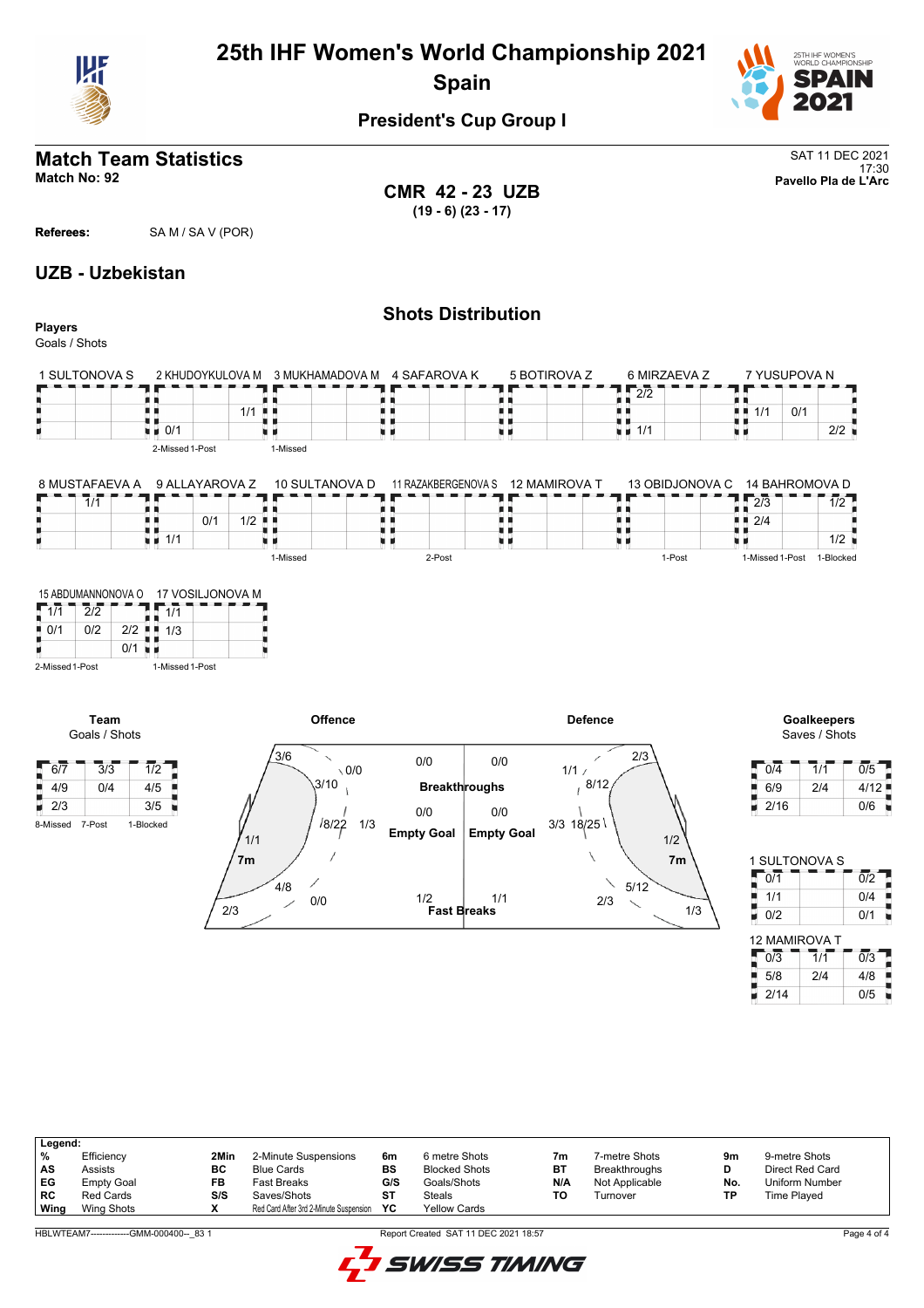# 25th IHF Women's World Championship 2021
## Spain
### President's Cup Group I

## Match Team Statistics

Match No: 92

SAT 11 DEC 2021
17:30
Pavello Pla de L'Arc

**CMR 42 - 23 UZB**
(19 - 6) (23 - 17)

**Referees:** SA M / SA V (POR)

## UZB - Uzbekistan

### Shots Distribution

**Players**
Goals / Shots

1 SULTONOVA S

2 KHUDOYKULOVA M
1/1
0/1
2-Missed 1-Post

3 MUKHAMADOVA M
1-Missed

4 SAFAROVA K

5 BOTIROVA Z

6 MIRZAEVA Z
2/2
1/1

7 YUSUPOVA N
1/1 0/1
2/2

8 MUSTAFAEVA A
1/1

9 ALLAYAROVA Z
0/1 1/2
1/1

10 SULTANOVA D
1-Missed

11 RAZAKBERGENOVA S
2-Post

12 MAMIROVA T

13 OBIDJONOVA C
1-Post

14 BAHROMOVA D
2/3 1/2
2/4
1/2
1-Missed 1-Post 1-Blocked

15 ABDUMANNONOVA O
1/1 2/2
0/1 0/2 2/2
0/1
2-Missed 1-Post

17 VOSILJONOVA M
1/1
1/3
1-Missed 1-Post

**Team**
Goals / Shots

| | | |
|---|---|---|
| 6/7 | 3/3 | 1/2 |
| 4/9 | 0/4 | 4/5 |
| 2/3 | | 3/5 |

8-Missed 7-Post 1-Blocked

**Offence**

3/6
0/0
3/10
8/22
1/3
1/1
7m
4/8
0/0
2/3

0/0 0/0
Breakthroughs
0/0 0/0
Empty Goal Empty Goal
1/2 1/1
Fast Breaks

**Defence**

1/1
2/3
8/12
3/3 18/25
1/2
7m
5/12
2/3
1/3

**Goalkeepers**
Saves / Shots

| | | |
|---|---|---|
| 0/4 | 1/1 | 0/5 |
| 6/9 | 2/4 | 4/12 |
| 2/16 | | 0/6 |

1 SULTONOVA S

| | | |
|---|---|---|
| 0/1 | | 0/2 |
| 1/1 | | 0/4 |
| 0/2 | | 0/1 |

12 MAMIROVA T

| | | |
|---|---|---|
| 0/3 | 1/1 | 0/3 |
| 5/8 | 2/4 | 4/8 |
| 2/14 | | 0/5 |

**Legend:**

| | | | | | | | | | |
|---|---|---|---|---|---|---|---|---|---|
| % | Efficiency | 2Min | 2-Minute Suspensions | 6m | 6 metre Shots | 7m | 7-metre Shots | 9m | 9-metre Shots |
| AS | Assists | BC | Blue Cards | BS | Blocked Shots | BT | Breakthroughs | D | Direct Red Card |
| EG | Empty Goal | FB | Fast Breaks | G/S | Goals/Shots | N/A | Not Applicable | No. | Uniform Number |
| RC | Red Cards | S/S | Saves/Shots | ST | Steals | TO | Turnover | TP | Time Played |
| Wing | Wing Shots | X | Red Card After 3rd 2-Minute Suspension | YC | Yellow Cards | | | | |

HBLWTEAM7-------------GMM-000400--_83 1 Report Created SAT 11 DEC 2021 18:57